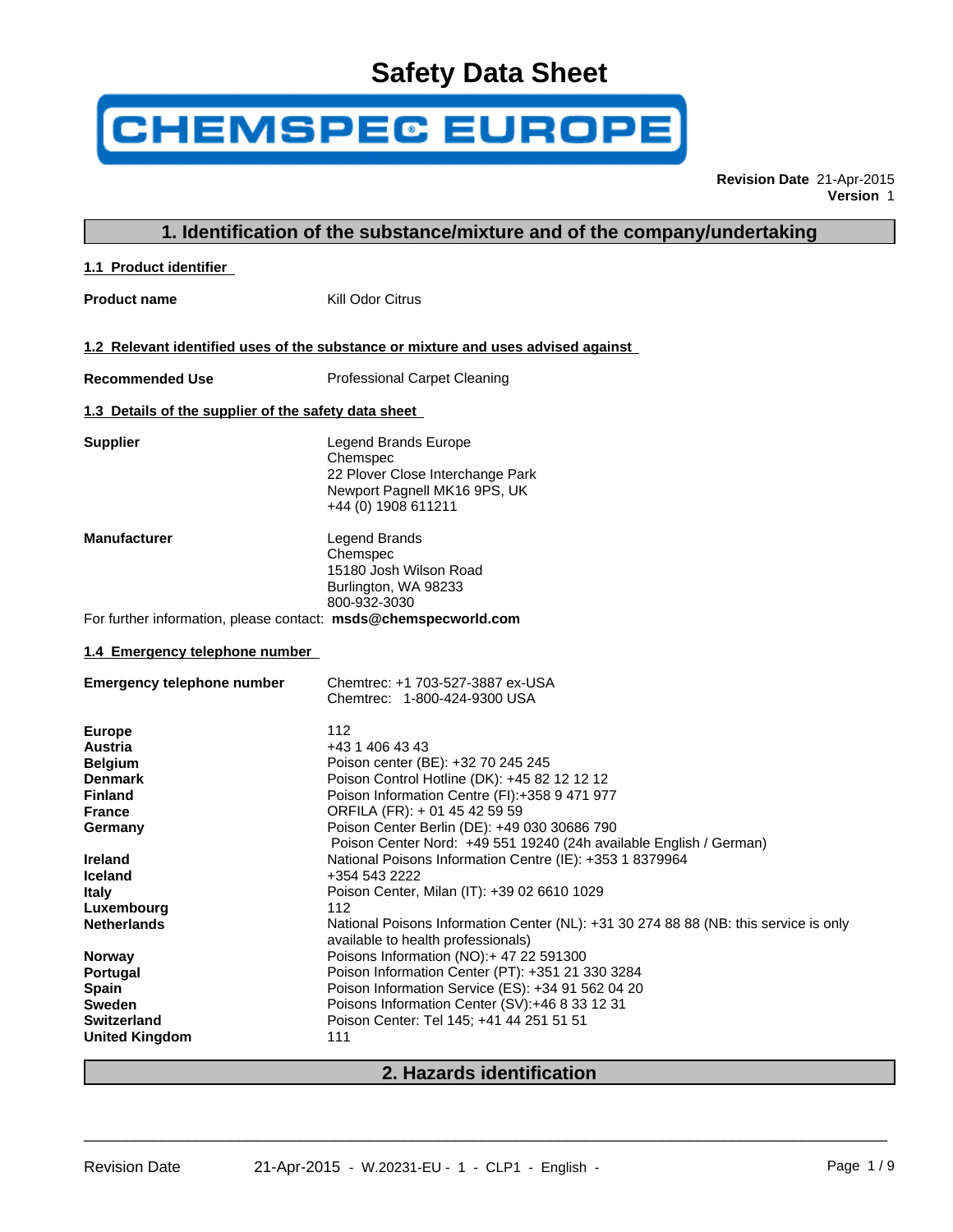# Safety Data Sheet

CHEMSPEC EUROPE

**Revision Date** 21-Apr-2015
**Version** 1

## 1. Identification of the substance/mixture and of the company/undertaking

### 1.1 Product identifier

**Product name** Kill Odor Citrus

### 1.2 Relevant identified uses of the substance or mixture and uses advised against

**Recommended Use** Professional Carpet Cleaning

### 1.3 Details of the supplier of the safety data sheet

**Supplier**
Legend Brands Europe
Chemspec
22 Plover Close Interchange Park
Newport Pagnell MK16 9PS, UK
+44 (0) 1908 611211

**Manufacturer**
Legend Brands
Chemspec
15180 Josh Wilson Road
Burlington, WA 98233
800-932-3030

For further information, please contact: **msds@chemspecworld.com**

### 1.4 Emergency telephone number

**Emergency telephone number**
Chemtrec: +1 703-527-3887 ex-USA
Chemtrec: 1-800-424-9300 USA

| | |
|---|---|
| **Europe** | 112 |
| **Austria** | +43 1 406 43 43 |
| **Belgium** | Poison center (BE): +32 70 245 245 |
| **Denmark** | Poison Control Hotline (DK): +45 82 12 12 12 |
| **Finland** | Poison Information Centre (FI):+358 9 471 977 |
| **France** | ORFILA (FR): + 01 45 42 59 59 |
| **Germany** | Poison Center Berlin (DE): +49 030 30686 790<br>Poison Center Nord: +49 551 19240 (24h available English / German) |
| **Ireland** | National Poisons Information Centre (IE): +353 1 8379964 |
| **Iceland** | +354 543 2222 |
| **Italy** | Poison Center, Milan (IT): +39 02 6610 1029 |
| **Luxembourg** | 112 |
| **Netherlands** | National Poisons Information Center (NL): +31 30 274 88 88 (NB: this service is only available to health professionals) |
| **Norway** | Poisons Information (NO):+ 47 22 591300 |
| **Portugal** | Poison Information Center (PT): +351 21 330 3284 |
| **Spain** | Poison Information Service (ES): +34 91 562 04 20 |
| **Sweden** | Poisons Information Center (SV):+46 8 33 12 31 |
| **Switzerland** | Poison Center: Tel 145; +41 44 251 51 51 |
| **United Kingdom** | 111 |

## 2. Hazards identification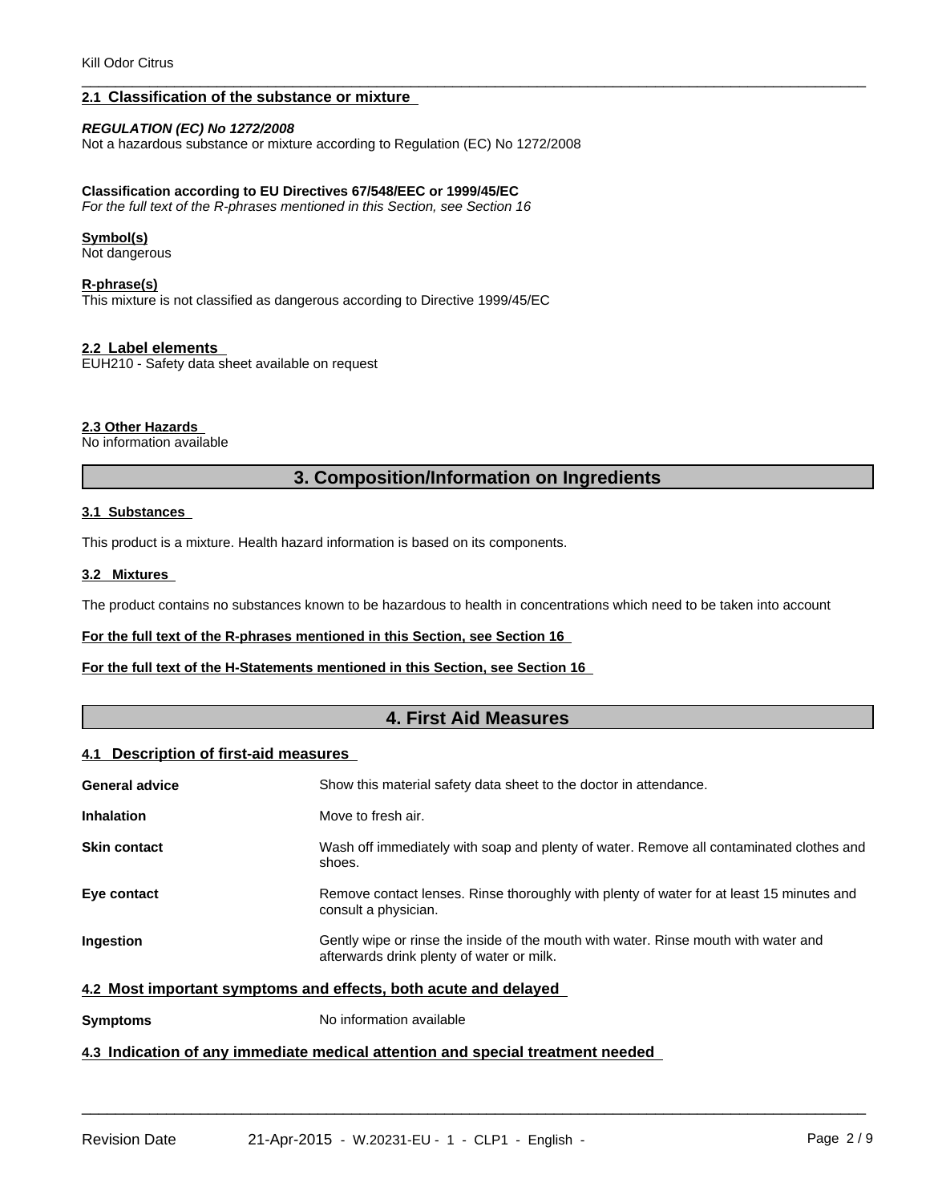### 2.1 Classification of the substance or mixture

***REGULATION (EC) No 1272/2008***

Not a hazardous substance or mixture according to Regulation (EC) No 1272/2008

**Classification according to EU Directives 67/548/EEC or 1999/45/EC**

*For the full text of the R-phrases mentioned in this Section, see Section 16*

**Symbol(s)**

Not dangerous

**R-phrase(s)**

This mixture is not classified as dangerous according to Directive 1999/45/EC

### 2.2 Label elements

EUH210 - Safety data sheet available on request

### 2.3 Other Hazards

No information available

## 3. Composition/Information on Ingredients

### 3.1 Substances

This product is a mixture. Health hazard information is based on its components.

### 3.2 Mixtures

The product contains no substances known to be hazardous to health in concentrations which need to be taken into account

**For the full text of the R-phrases mentioned in this Section, see Section 16**

**For the full text of the H-Statements mentioned in this Section, see Section 16**

## 4. First Aid Measures

### 4.1 Description of first-aid measures

| | |
|---|---|
| **General advice** | Show this material safety data sheet to the doctor in attendance. |
| **Inhalation** | Move to fresh air. |
| **Skin contact** | Wash off immediately with soap and plenty of water. Remove all contaminated clothes and shoes. |
| **Eye contact** | Remove contact lenses. Rinse thoroughly with plenty of water for at least 15 minutes and consult a physician. |
| **Ingestion** | Gently wipe or rinse the inside of the mouth with water. Rinse mouth with water and afterwards drink plenty of water or milk. |

### 4.2 Most important symptoms and effects, both acute and delayed

| | |
|---|---|
| **Symptoms** | No information available |

### 4.3 Indication of any immediate medical attention and special treatment needed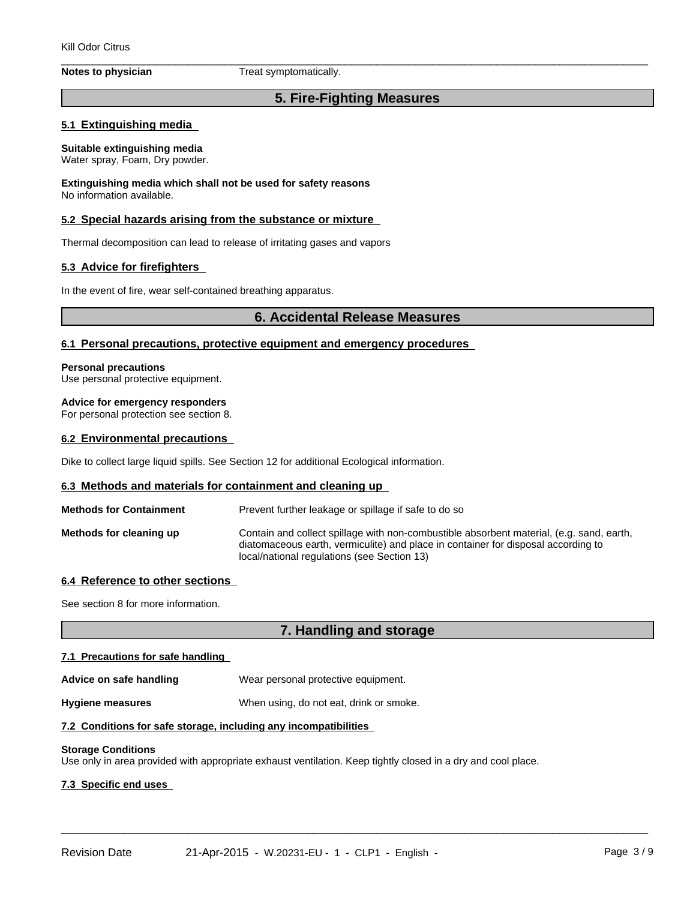**Notes to physician** Treat symptomatically.

## 5. Fire-Fighting Measures

### 5.1 Extinguishing media

**Suitable extinguishing media**
Water spray, Foam, Dry powder.

**Extinguishing media which shall not be used for safety reasons**
No information available.

### 5.2 Special hazards arising from the substance or mixture

Thermal decomposition can lead to release of irritating gases and vapors

### 5.3 Advice for firefighters

In the event of fire, wear self-contained breathing apparatus.

## 6. Accidental Release Measures

### 6.1 Personal precautions, protective equipment and emergency procedures

**Personal precautions**
Use personal protective equipment.

**Advice for emergency responders**
For personal protection see section 8.

### 6.2 Environmental precautions

Dike to collect large liquid spills. See Section 12 for additional Ecological information.

### 6.3 Methods and materials for containment and cleaning up

**Methods for Containment** Prevent further leakage or spillage if safe to do so

**Methods for cleaning up** Contain and collect spillage with non-combustible absorbent material, (e.g. sand, earth, diatomaceous earth, vermiculite) and place in container for disposal according to local/national regulations (see Section 13)

### 6.4 Reference to other sections

See section 8 for more information.

## 7. Handling and storage

### 7.1 Precautions for safe handling

**Advice on safe handling** Wear personal protective equipment.

**Hygiene measures** When using, do not eat, drink or smoke.

### 7.2 Conditions for safe storage, including any incompatibilities

**Storage Conditions**
Use only in area provided with appropriate exhaust ventilation. Keep tightly closed in a dry and cool place.

### 7.3 Specific end uses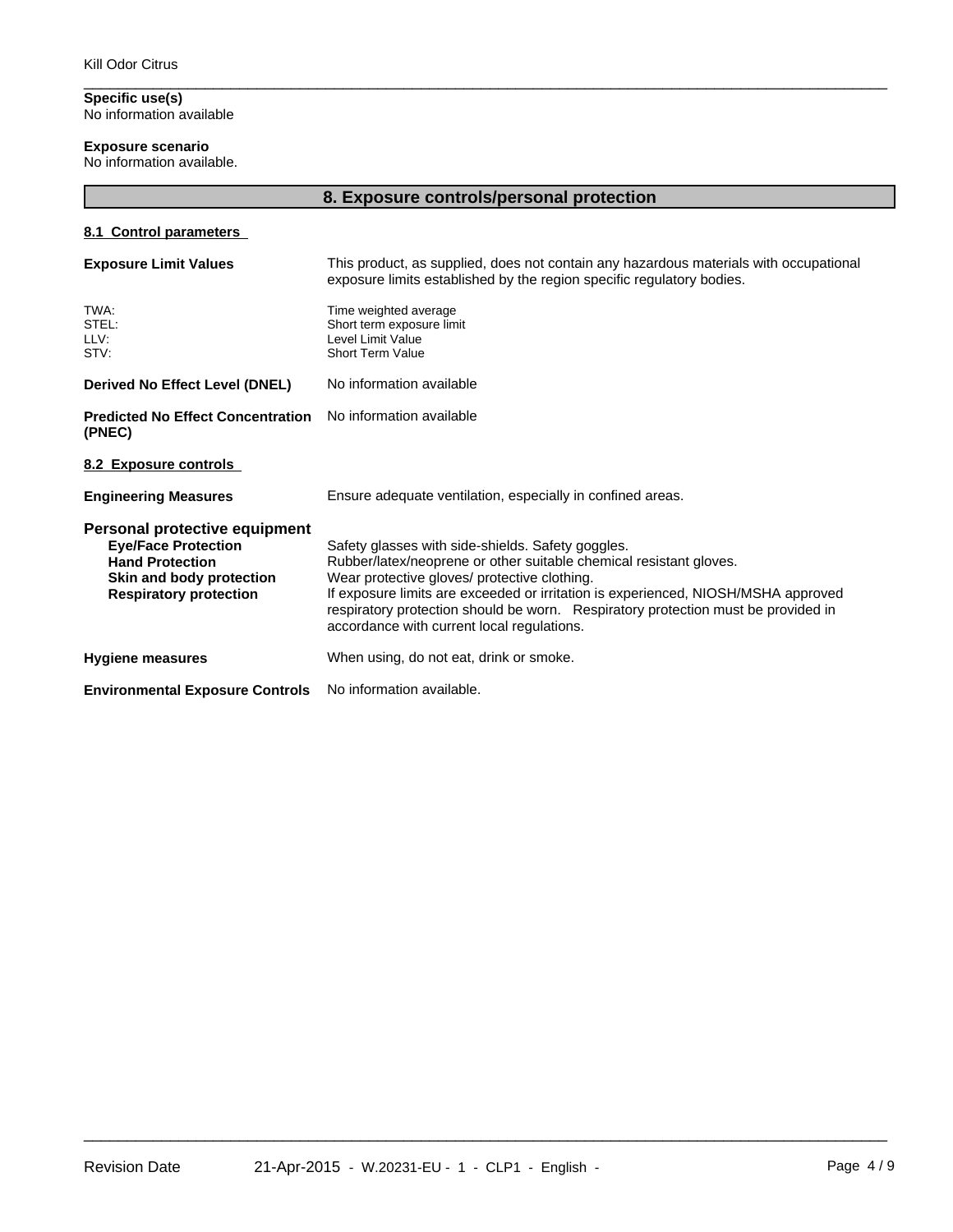**Specific use(s)**
No information available

**Exposure scenario**
No information available.

## 8. Exposure controls/personal protection

### 8.1 Control parameters

**Exposure Limit Values** — This product, as supplied, does not contain any hazardous materials with occupational exposure limits established by the region specific regulatory bodies.

| | |
|---|---|
| TWA: | Time weighted average |
| STEL: | Short term exposure limit |
| LLV: | Level Limit Value |
| STV: | Short Term Value |

**Derived No Effect Level (DNEL)** — No information available

**Predicted No Effect Concentration (PNEC)** — No information available

### 8.2 Exposure controls

**Engineering Measures** — Ensure adequate ventilation, especially in confined areas.

**Personal protective equipment**

- **Eye/Face Protection** — Safety glasses with side-shields. Safety goggles.
- **Hand Protection** — Rubber/latex/neoprene or other suitable chemical resistant gloves.
- **Skin and body protection** — Wear protective gloves/ protective clothing.
- **Respiratory protection** — If exposure limits are exceeded or irritation is experienced, NIOSH/MSHA approved respiratory protection should be worn. Respiratory protection must be provided in accordance with current local regulations.

**Hygiene measures** — When using, do not eat, drink or smoke.

**Environmental Exposure Controls** — No information available.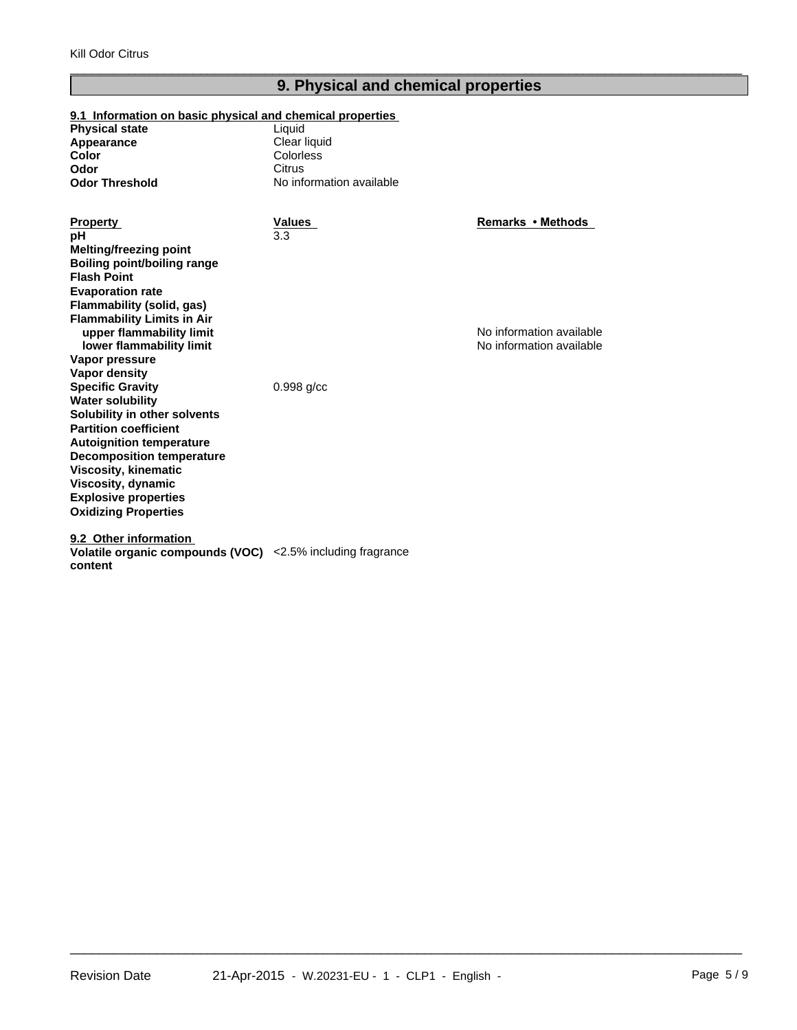## 9. Physical and chemical properties

### 9.1 Information on basic physical and chemical properties

| | |
|---|---|
| **Physical state** | Liquid |
| **Appearance** | Clear liquid |
| **Color** | Colorless |
| **Odor** | Citrus |
| **Odor Threshold** | No information available |

| Property | Values | Remarks • Methods |
|---|---|---|
| **pH** | 3.3 | |
| **Melting/freezing point** | | |
| **Boiling point/boiling range** | | |
| **Flash Point** | | |
| **Evaporation rate** | | |
| **Flammability (solid, gas)** | | |
| **Flammability Limits in Air** | | |
| **upper flammability limit** | | No information available |
| **lower flammability limit** | | No information available |
| **Vapor pressure** | | |
| **Vapor density** | | |
| **Specific Gravity** | 0.998 g/cc | |
| **Water solubility** | | |
| **Solubility in other solvents** | | |
| **Partition coefficient** | | |
| **Autoignition temperature** | | |
| **Decomposition temperature** | | |
| **Viscosity, kinematic** | | |
| **Viscosity, dynamic** | | |
| **Explosive properties** | | |
| **Oxidizing Properties** | | |

### 9.2 Other information

| | |
|---|---|
| **Volatile organic compounds (VOC) content** | <2.5% including fragrance |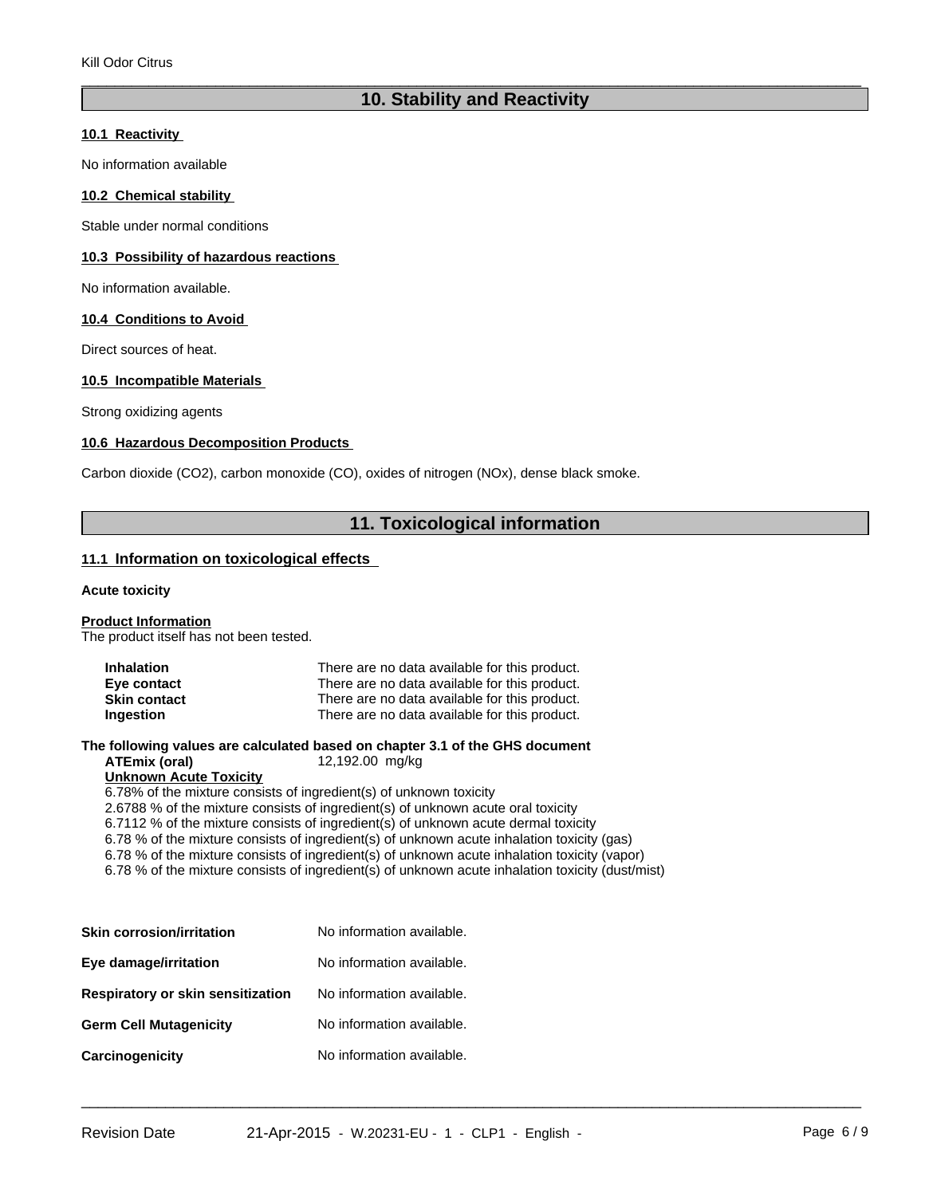## 10. Stability and Reactivity

### 10.1 Reactivity

No information available

### 10.2 Chemical stability

Stable under normal conditions

### 10.3 Possibility of hazardous reactions

No information available.

### 10.4 Conditions to Avoid

Direct sources of heat.

### 10.5 Incompatible Materials

Strong oxidizing agents

### 10.6 Hazardous Decomposition Products

Carbon dioxide ($CO_2$), carbon monoxide (CO), oxides of nitrogen ($NO_x$), dense black smoke.

## 11. Toxicological information

### 11.1 Information on toxicological effects

**Acute toxicity**

**Product Information**
The product itself has not been tested.

| | |
|---|---|
| **Inhalation** | There are no data available for this product. |
| **Eye contact** | There are no data available for this product. |
| **Skin contact** | There are no data available for this product. |
| **Ingestion** | There are no data available for this product. |

**The following values are calculated based on chapter 3.1 of the GHS document**

**ATEmix (oral)** 12,192.00 mg/kg

**Unknown Acute Toxicity**

6.78% of the mixture consists of ingredient(s) of unknown toxicity
2.6788 % of the mixture consists of ingredient(s) of unknown acute oral toxicity
6.7112 % of the mixture consists of ingredient(s) of unknown acute dermal toxicity
6.78 % of the mixture consists of ingredient(s) of unknown acute inhalation toxicity (gas)
6.78 % of the mixture consists of ingredient(s) of unknown acute inhalation toxicity (vapor)
6.78 % of the mixture consists of ingredient(s) of unknown acute inhalation toxicity (dust/mist)

| | |
|---|---|
| **Skin corrosion/irritation** | No information available. |
| **Eye damage/irritation** | No information available. |
| **Respiratory or skin sensitization** | No information available. |
| **Germ Cell Mutagenicity** | No information available. |
| **Carcinogenicity** | No information available. |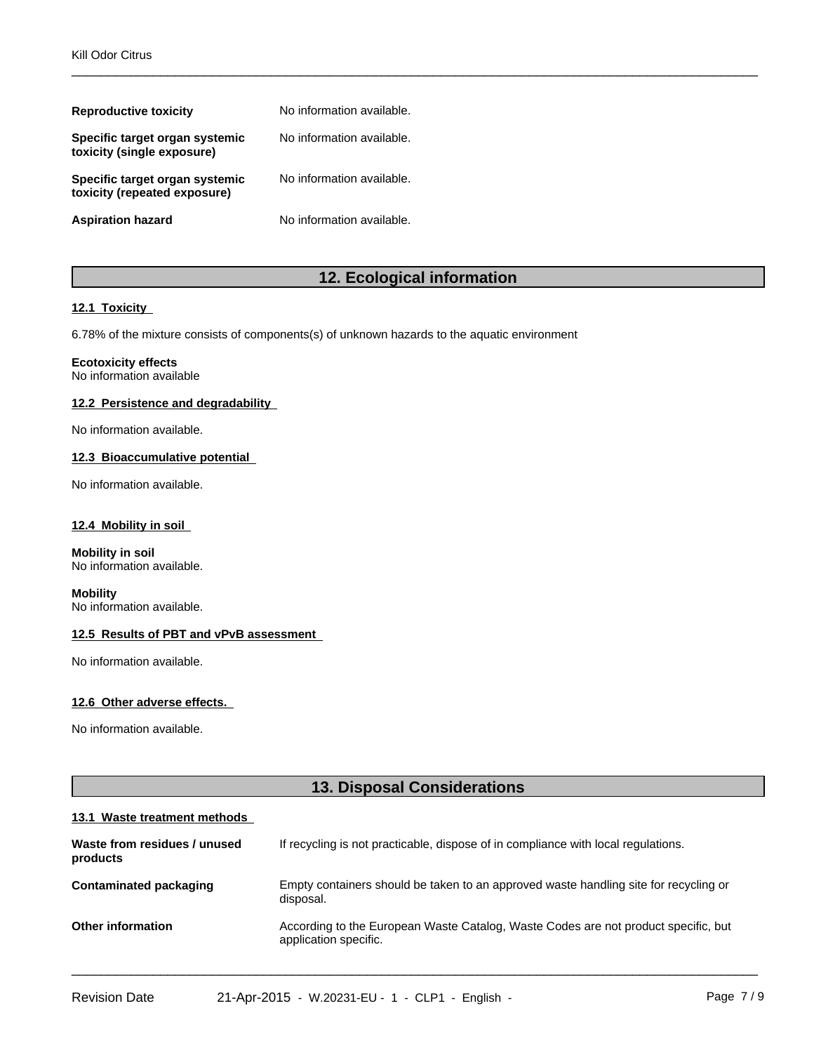| | |
|---|---|
| **Reproductive toxicity** | No information available. |
| **Specific target organ systemic toxicity (single exposure)** | No information available. |
| **Specific target organ systemic toxicity (repeated exposure)** | No information available. |
| **Aspiration hazard** | No information available. |

## 12. Ecological information

### 12.1 Toxicity

6.78% of the mixture consists of components(s) of unknown hazards to the aquatic environment

**Ecotoxicity effects**
No information available

### 12.2 Persistence and degradability

No information available.

### 12.3 Bioaccumulative potential

No information available.

### 12.4 Mobility in soil

**Mobility in soil**
No information available.

**Mobility**
No information available.

### 12.5 Results of PBT and vPvB assessment

No information available.

### 12.6 Other adverse effects.

No information available.

## 13. Disposal Considerations

### 13.1 Waste treatment methods

| | |
|---|---|
| **Waste from residues / unused products** | If recycling is not practicable, dispose of in compliance with local regulations. |
| **Contaminated packaging** | Empty containers should be taken to an approved waste handling site for recycling or disposal. |
| **Other information** | According to the European Waste Catalog, Waste Codes are not product specific, but application specific. |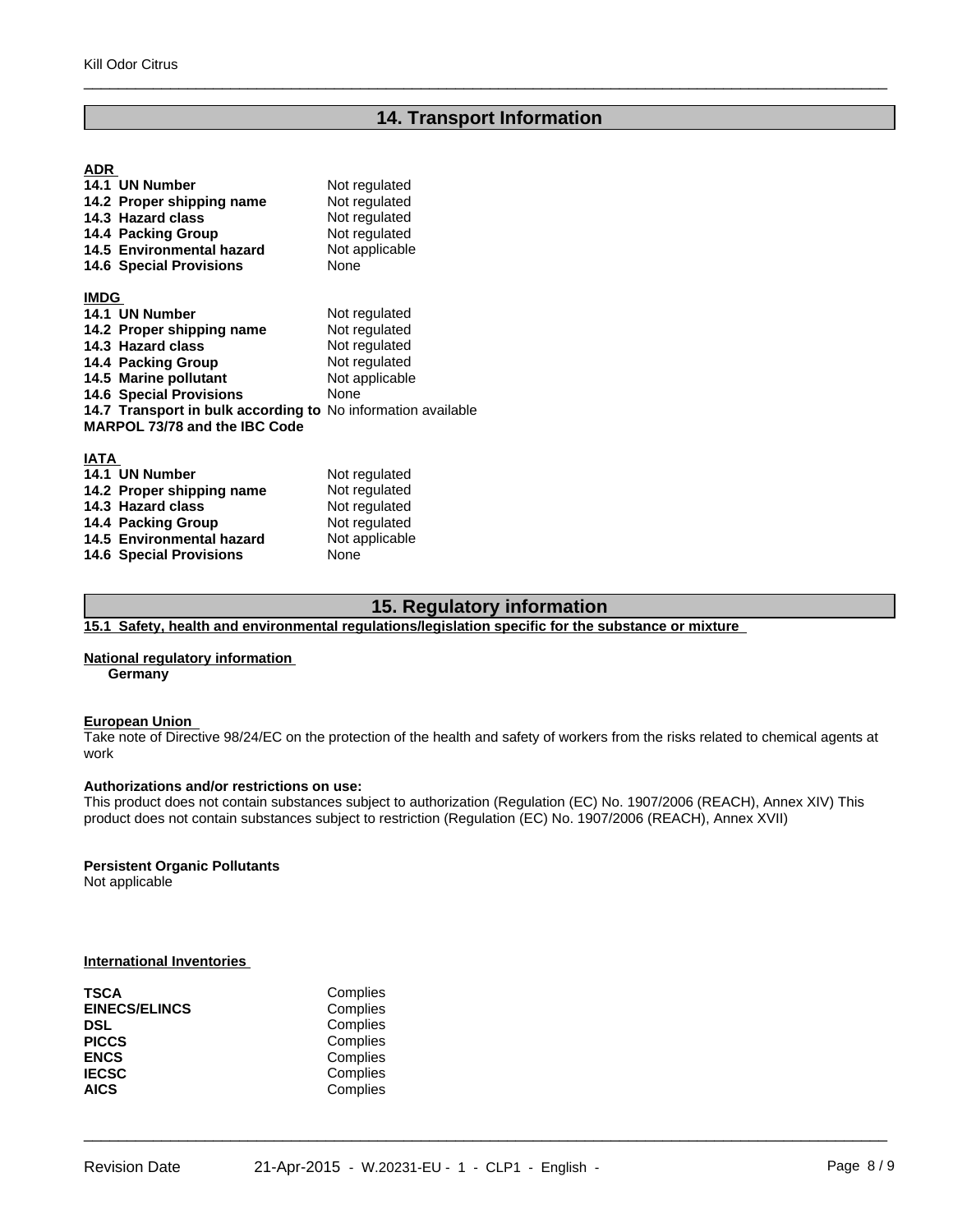## 14. Transport Information

**ADR**

| | |
|---|---|
| **14.1 UN Number** | Not regulated |
| **14.2 Proper shipping name** | Not regulated |
| **14.3 Hazard class** | Not regulated |
| **14.4 Packing Group** | Not regulated |
| **14.5 Environmental hazard** | Not applicable |
| **14.6 Special Provisions** | None |

**IMDG**

| | |
|---|---|
| **14.1 UN Number** | Not regulated |
| **14.2 Proper shipping name** | Not regulated |
| **14.3 Hazard class** | Not regulated |
| **14.4 Packing Group** | Not regulated |
| **14.5 Marine pollutant** | Not applicable |
| **14.6 Special Provisions** | None |
| **14.7 Transport in bulk according to MARPOL 73/78 and the IBC Code** | No information available |

**IATA**

| | |
|---|---|
| **14.1 UN Number** | Not regulated |
| **14.2 Proper shipping name** | Not regulated |
| **14.3 Hazard class** | Not regulated |
| **14.4 Packing Group** | Not regulated |
| **14.5 Environmental hazard** | Not applicable |
| **14.6 Special Provisions** | None |

## 15. Regulatory information

**15.1 Safety, health and environmental regulations/legislation specific for the substance or mixture**

**National regulatory information**

**Germany**

**European Union**

Take note of Directive 98/24/EC on the protection of the health and safety of workers from the risks related to chemical agents at work

**Authorizations and/or restrictions on use:**

This product does not contain substances subject to authorization (Regulation (EC) No. 1907/2006 (REACH), Annex XIV) This product does not contain substances subject to restriction (Regulation (EC) No. 1907/2006 (REACH), Annex XVII)

**Persistent Organic Pollutants**

Not applicable

**International Inventories**

| | |
|---|---|
| **TSCA** | Complies |
| **EINECS/ELINCS** | Complies |
| **DSL** | Complies |
| **PICCS** | Complies |
| **ENCS** | Complies |
| **IECSC** | Complies |
| **AICS** | Complies |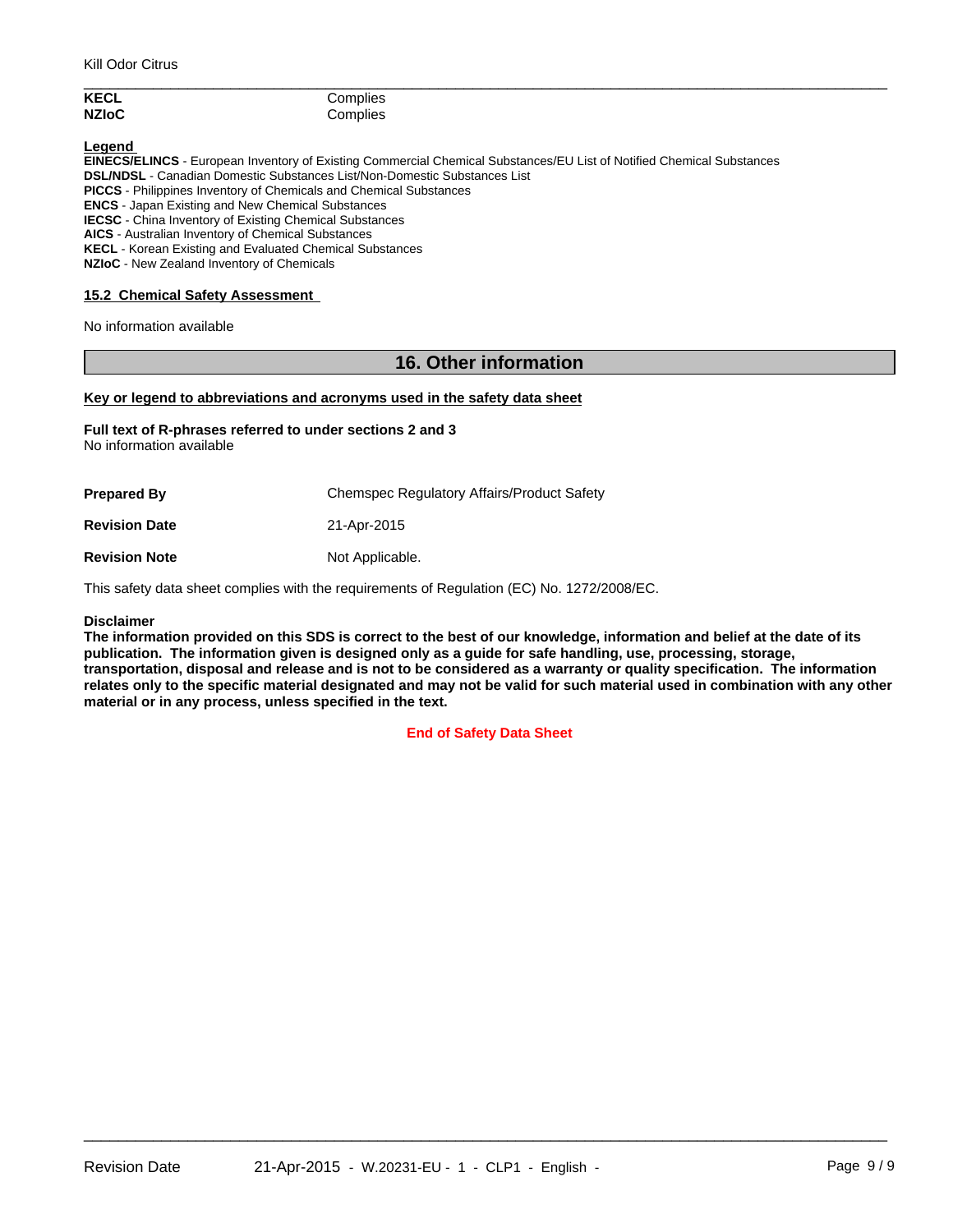| | |
|---|---|
| **KECL** | Complies |
| **NZIoC** | Complies |

**Legend**

**EINECS/ELINCS** - European Inventory of Existing Commercial Chemical Substances/EU List of Notified Chemical Substances
**DSL/NDSL** - Canadian Domestic Substances List/Non-Domestic Substances List
**PICCS** - Philippines Inventory of Chemicals and Chemical Substances
**ENCS** - Japan Existing and New Chemical Substances
**IECSC** - China Inventory of Existing Chemical Substances
**AICS** - Australian Inventory of Chemical Substances
**KECL** - Korean Existing and Evaluated Chemical Substances
**NZIoC** - New Zealand Inventory of Chemicals

### 15.2 Chemical Safety Assessment

No information available

## 16. Other information

**Key or legend to abbreviations and acronyms used in the safety data sheet**

**Full text of R-phrases referred to under sections 2 and 3**
No information available

| | |
|---|---|
| **Prepared By** | Chemspec Regulatory Affairs/Product Safety |
| **Revision Date** | 21-Apr-2015 |
| **Revision Note** | Not Applicable. |

This safety data sheet complies with the requirements of Regulation (EC) No. 1272/2008/EC.

**Disclaimer**
**The information provided on this SDS is correct to the best of our knowledge, information and belief at the date of its publication. The information given is designed only as a guide for safe handling, use, processing, storage, transportation, disposal and release and is not to be considered as a warranty or quality specification. The information relates only to the specific material designated and may not be valid for such material used in combination with any other material or in any process, unless specified in the text.**

**End of Safety Data Sheet**